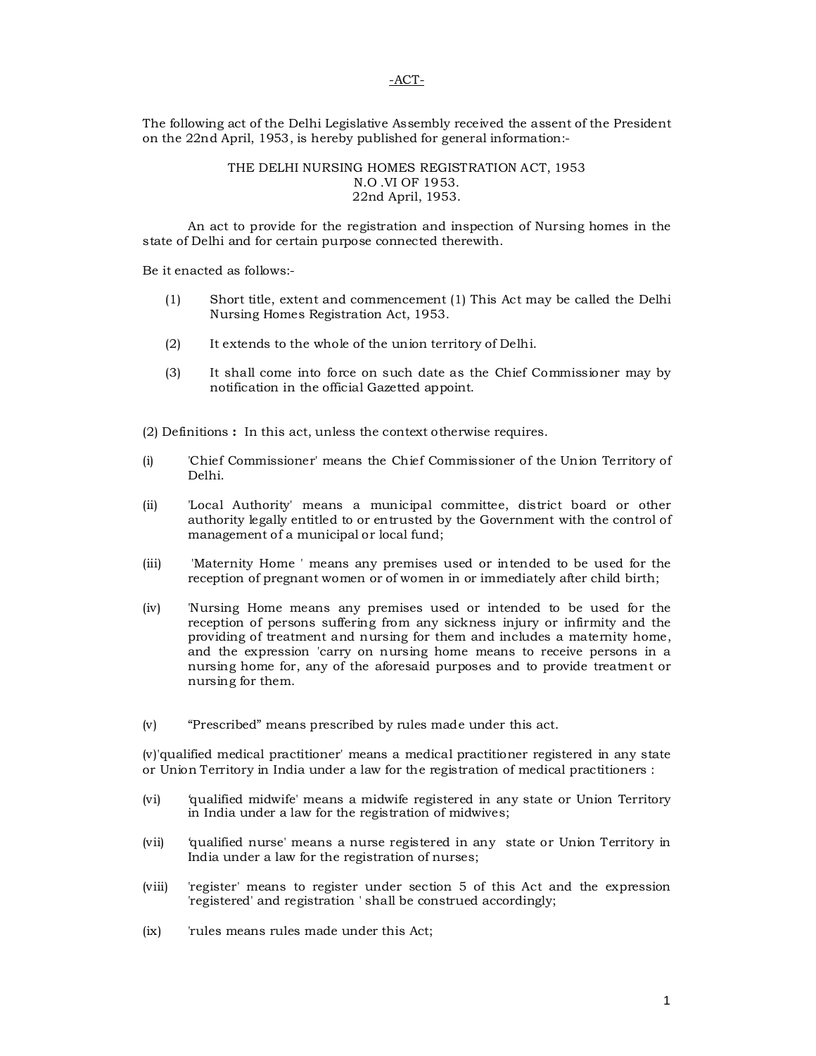-ACT-

The following act of the Delhi Legislative Assembly received the assent of the President on the 22nd April, 1953, is hereby published for general information:-

THE DELHI NURSING HOMES REGISTRATION ACT, 1953
N.O .VI OF 1953.
22nd April, 1953.

An act to provide for the registration and inspection of Nursing homes in the state of Delhi and for certain purpose connected therewith.

Be it enacted as follows:-

(1) Short title, extent and commencement (1) This Act may be called the Delhi Nursing Homes Registration Act, 1953.

(2) It extends to the whole of the union territory of Delhi.

(3) It shall come into force on such date as the Chief Commissioner may by notification in the official Gazetted appoint.

(2) Definitions **:** In this act, unless the context otherwise requires.

(i) 'Chief Commissioner' means the Chief Commissioner of the Union Territory of Delhi.

(ii) 'Local Authority' means a municipal committee, district board or other authority legally entitled to or entrusted by the Government with the control of management of a municipal or local fund;

(iii) 'Maternity Home ' means any premises used or intended to be used for the reception of pregnant women or of women in or immediately after child birth;

(iv) 'Nursing Home means any premises used or intended to be used for the reception of persons suffering from any sickness injury or infirmity and the providing of treatment and nursing for them and includes a maternity home, and the expression 'carry on nursing home means to receive persons in a nursing home for, any of the aforesaid purposes and to provide treatment or nursing for them.

(v) "Prescribed" means prescribed by rules made under this act.

(v)'qualified medical practitioner' means a medical practitioner registered in any state or Union Territory in India under a law for the registration of medical practitioners :

(vi) 'qualified midwife' means a midwife registered in any state or Union Territory in India under a law for the registration of midwives;

(vii) 'qualified nurse' means a nurse registered in any state or Union Territory in India under a law for the registration of nurses;

(viii) 'register' means to register under section 5 of this Act and the expression 'registered' and registration ' shall be construed accordingly;

(ix) 'rules means rules made under this Act;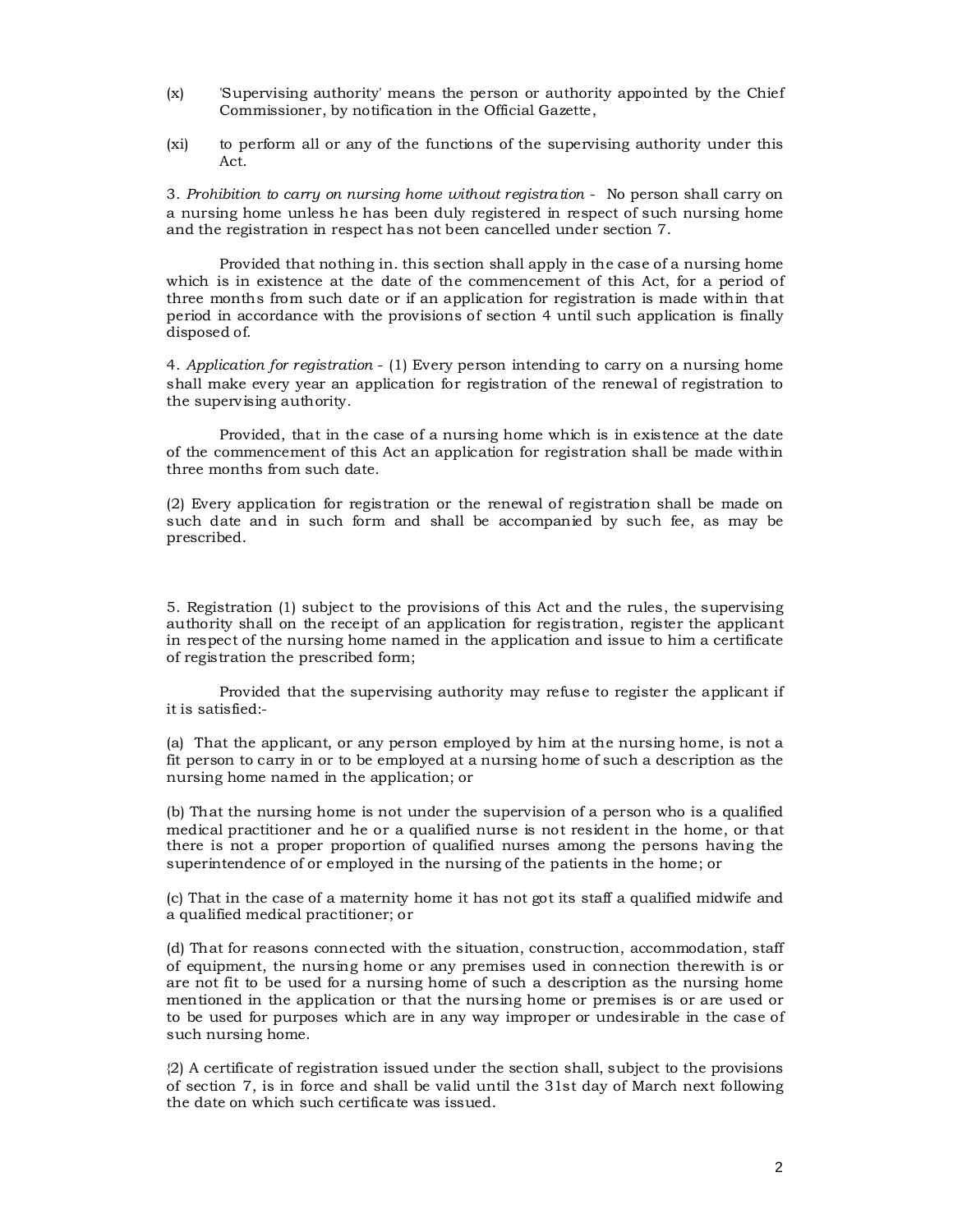(x) 'Supervising authority' means the person or authority appointed by the Chief Commissioner, by notification in the Official Gazette,

(xi) to perform all or any of the functions of the supervising authority under this Act.

3. *Prohibition to carry on nursing home without registration* - No person shall carry on a nursing home unless he has been duly registered in respect of such nursing home and the registration in respect has not been cancelled under section 7.

Provided that nothing in. this section shall apply in the case of a nursing home which is in existence at the date of the commencement of this Act, for a period of three months from such date or if an application for registration is made within that period in accordance with the provisions of section 4 until such application is finally disposed of.

4. *Application for registration* - (1) Every person intending to carry on a nursing home shall make every year an application for registration of the renewal of registration to the supervising authority.

Provided, that in the case of a nursing home which is in existence at the date of the commencement of this Act an application for registration shall be made within three months from such date.

(2) Every application for registration or the renewal of registration shall be made on such date and in such form and shall be accompanied by such fee, as may be prescribed.

5. Registration (1) subject to the provisions of this Act and the rules, the supervising authority shall on the receipt of an application for registration, register the applicant in respect of the nursing home named in the application and issue to him a certificate of registration the prescribed form;

Provided that the supervising authority may refuse to register the applicant if it is satisfied:-

(a) That the applicant, or any person employed by him at the nursing home, is not a fit person to carry in or to be employed at a nursing home of such a description as the nursing home named in the application; or

(b) That the nursing home is not under the supervision of a person who is a qualified medical practitioner and he or a qualified nurse is not resident in the home, or that there is not a proper proportion of qualified nurses among the persons having the superintendence of or employed in the nursing of the patients in the home; or

(c) That in the case of a maternity home it has not got its staff a qualified midwife and a qualified medical practitioner; or

(d) That for reasons connected with the situation, construction, accommodation, staff of equipment, the nursing home or any premises used in connection therewith is or are not fit to be used for a nursing home of such a description as the nursing home mentioned in the application or that the nursing home or premises is or are used or to be used for purposes which are in any way improper or undesirable in the case of such nursing home.

{2) A certificate of registration issued under the section shall, subject to the provisions of section 7, is in force and shall be valid until the 31st day of March next following the date on which such certificate was issued.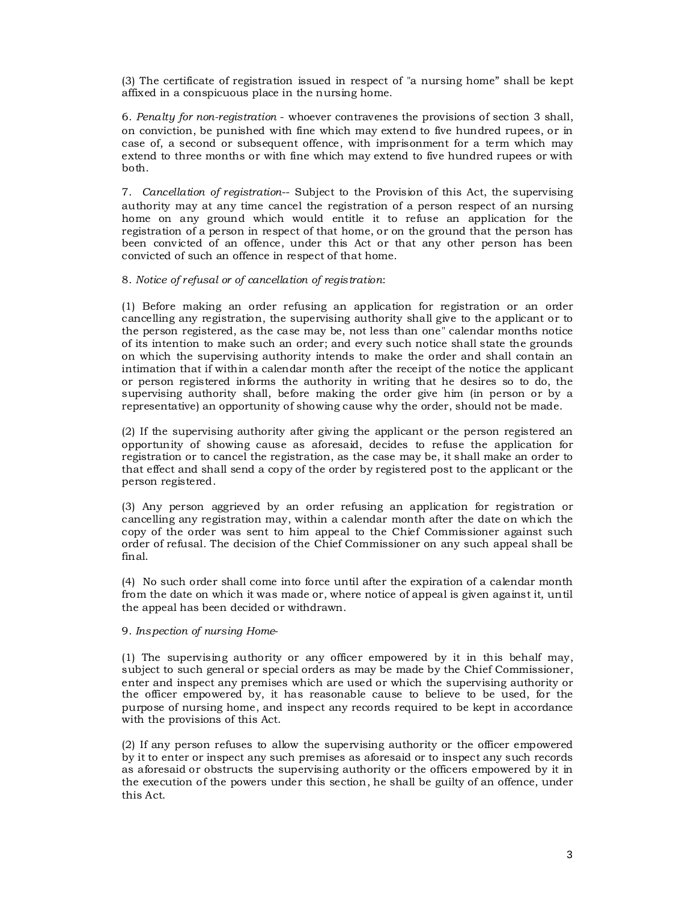(3) The certificate of registration issued in respect of "a nursing home" shall be kept affixed in a conspicuous place in the nursing home.

6. *Penalty for non-registration* - whoever contravenes the provisions of section 3 shall, on conviction, be punished with fine which may extend to five hundred rupees, or in case of, a second or subsequent offence, with imprisonment for a term which may extend to three months or with fine which may extend to five hundred rupees or with both.

7. *Cancellation of registration*-- Subject to the Provision of this Act, the supervising authority may at any time cancel the registration of a person respect of an nursing home on any ground which would entitle it to refuse an application for the registration of a person in respect of that home, or on the ground that the person has been convicted of an offence, under this Act or that any other person has been convicted of such an offence in respect of that home.

8. *Notice of refusal or of cancellation of registration*:

(1) Before making an order refusing an application for registration or an order cancelling any registration, the supervising authority shall give to the applicant or to the person registered, as the case may be, not less than one" calendar months notice of its intention to make such an order; and every such notice shall state the grounds on which the supervising authority intends to make the order and shall contain an intimation that if within a calendar month after the receipt of the notice the applicant or person registered informs the authority in writing that he desires so to do, the supervising authority shall, before making the order give him (in person or by a representative) an opportunity of showing cause why the order, should not be made.

(2) If the supervising authority after giving the applicant or the person registered an opportunity of showing cause as aforesaid, decides to refuse the application for registration or to cancel the registration, as the case may be, it shall make an order to that effect and shall send a copy of the order by registered post to the applicant or the person registered.

(3) Any person aggrieved by an order refusing an application for registration or cancelling any registration may, within a calendar month after the date on which the copy of the order was sent to him appeal to the Chief Commissioner against such order of refusal. The decision of the Chief Commissioner on any such appeal shall be final.

(4) No such order shall come into force until after the expiration of a calendar month from the date on which it was made or, where notice of appeal is given against it, until the appeal has been decided or withdrawn.

9. *Inspection of nursing Home*-

(1) The supervising authority or any officer empowered by it in this behalf may, subject to such general or special orders as may be made by the Chief Commissioner, enter and inspect any premises which are used or which the supervising authority or the officer empowered by, it has reasonable cause to believe to be used, for the purpose of nursing home, and inspect any records required to be kept in accordance with the provisions of this Act.

(2) If any person refuses to allow the supervising authority or the officer empowered by it to enter or inspect any such premises as aforesaid or to inspect any such records as aforesaid or obstructs the supervising authority or the officers empowered by it in the execution of the powers under this section, he shall be guilty of an offence, under this Act.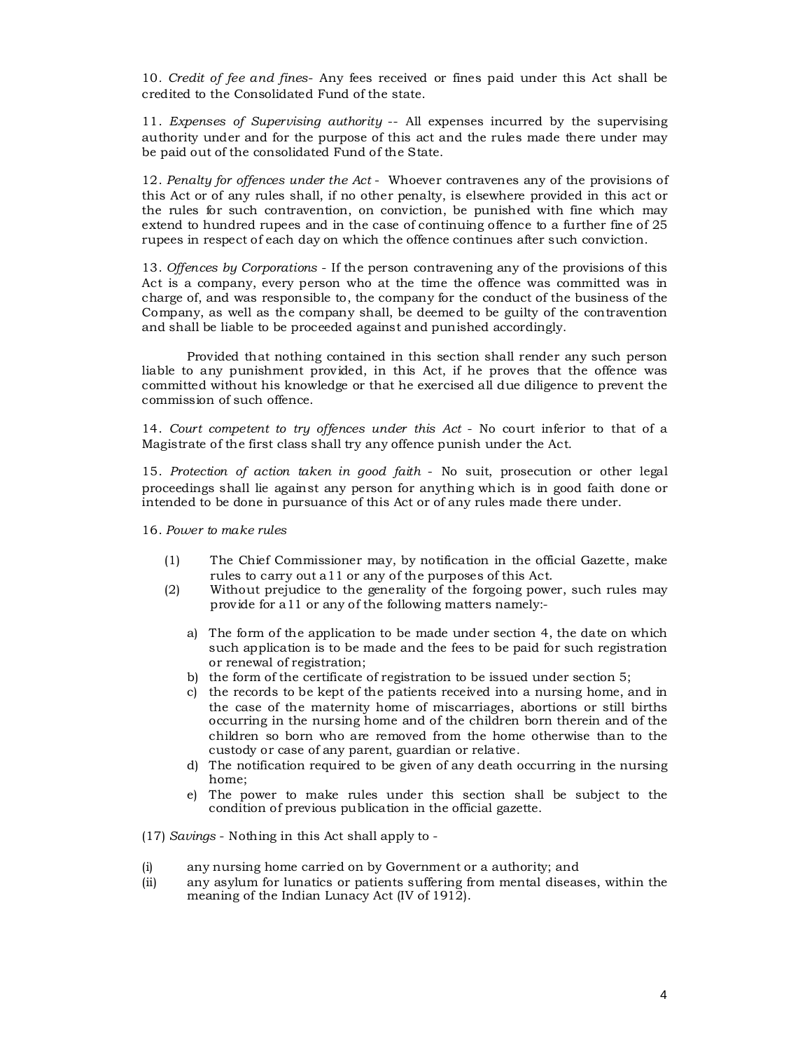10. *Credit of fee and fines*- Any fees received or fines paid under this Act shall be credited to the Consolidated Fund of the state.

11. *Expenses of Supervising authority* -- All expenses incurred by the supervising authority under and for the purpose of this act and the rules made there under may be paid out of the consolidated Fund of the State.

12. *Penalty for offences under the Act* - Whoever contravenes any of the provisions of this Act or of any rules shall, if no other penalty, is elsewhere provided in this act or the rules for such contravention, on conviction, be punished with fine which may extend to hundred rupees and in the case of continuing offence to a further fine of 25 rupees in respect of each day on which the offence continues after such conviction.

13. *Offences by Corporations* - If the person contravening any of the provisions of this Act is a company, every person who at the time the offence was committed was in charge of, and was responsible to, the company for the conduct of the business of the Company, as well as the company shall, be deemed to be guilty of the contravention and shall be liable to be proceeded against and punished accordingly.

Provided that nothing contained in this section shall render any such person liable to any punishment provided, in this Act, if he proves that the offence was committed without his knowledge or that he exercised all due diligence to prevent the commission of such offence.

14. *Court competent to try offences under this Act* - No court inferior to that of a Magistrate of the first class shall try any offence punish under the Act.

15. *Protection of action taken in good faith* - No suit, prosecution or other legal proceedings shall lie against any person for anything which is in good faith done or intended to be done in pursuance of this Act or of any rules made there under.

16. *Power to make rules*

(1) The Chief Commissioner may, by notification in the official Gazette, make rules to carry out a11 or any of the purposes of this Act.

(2) Without prejudice to the generality of the forgoing power, such rules may provide for a11 or any of the following matters namely:-

a) The form of the application to be made under section 4, the date on which such application is to be made and the fees to be paid for such registration or renewal of registration;

b) the form of the certificate of registration to be issued under section 5;

c) the records to be kept of the patients received into a nursing home, and in the case of the maternity home of miscarriages, abortions or still births occurring in the nursing home and of the children born therein and of the children so born who are removed from the home otherwise than to the custody or case of any parent, guardian or relative.

d) The notification required to be given of any death occurring in the nursing home;

e) The power to make rules under this section shall be subject to the condition of previous publication in the official gazette.

(17) *Savings* - Nothing in this Act shall apply to -

(i) any nursing home carried on by Government or a authority; and

(ii) any asylum for lunatics or patients suffering from mental diseases, within the meaning of the Indian Lunacy Act (IV of 1912).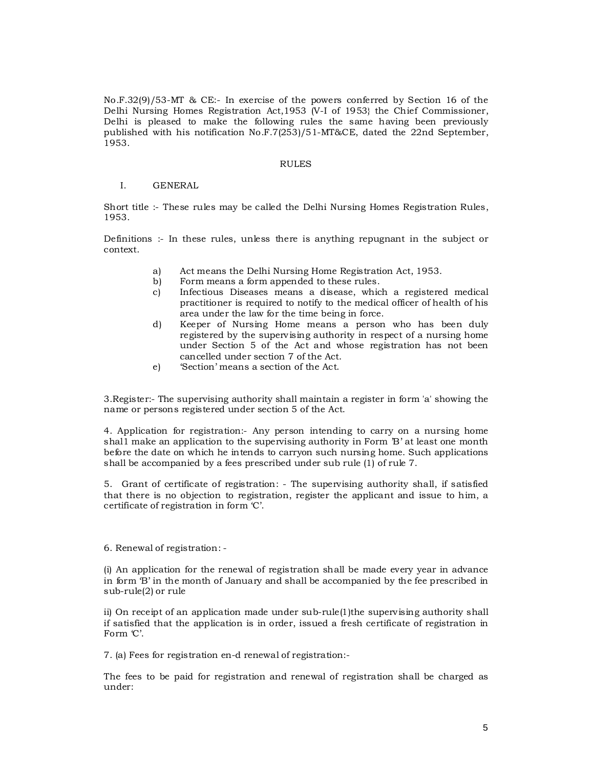No.F.32(9)/53-MT & CE:- In exercise of the powers conferred by Section 16 of the Delhi Nursing Homes Registration Act,1953 (V-I of 1953} the Chief Commissioner, Delhi is pleased to make the following rules the same having been previously published with his notification No.F.7(253)/51-MT&CE, dated the 22nd September, 1953.

## RULES

### I. GENERAL

Short title :- These rules may be called the Delhi Nursing Homes Registration Rules, 1953.

Definitions :- In these rules, unless there is anything repugnant in the subject or context.

a) Act means the Delhi Nursing Home Registration Act, 1953.
b) Form means a form appended to these rules.
c) Infectious Diseases means a disease, which a registered medical practitioner is required to notify to the medical officer of health of his area under the law for the time being in force.
d) Keeper of Nursing Home means a person who has been duly registered by the supervising authority in respect of a nursing home under Section 5 of the Act and whose registration has not been cancelled under section 7 of the Act.
e) 'Section' means a section of the Act.

3.Register:- The supervising authority shall maintain a register in form 'a' showing the name or persons registered under section 5 of the Act.

4. Application for registration:- Any person intending to carry on a nursing home shal1 make an application to the supervising authority in Form 'B' at least one month before the date on which he intends to carryon such nursing home. Such applications shall be accompanied by a fees prescribed under sub rule (1) of rule 7.

5. Grant of certificate of registration: - The supervising authority shall, if satisfied that there is no objection to registration, register the applicant and issue to him, a certificate of registration in form 'C'.

6. Renewal of registration: -

(i) An application for the renewal of registration shall be made every year in advance in form 'B' in the month of January and shall be accompanied by the fee prescribed in sub-rule(2) or rule

ii) On receipt of an application made under sub-rule(1)the supervising authority shall if satisfied that the application is in order, issued a fresh certificate of registration in Form 'C'.

7. (a) Fees for registration en-d renewal of registration:-

The fees to be paid for registration and renewal of registration shall be charged as under: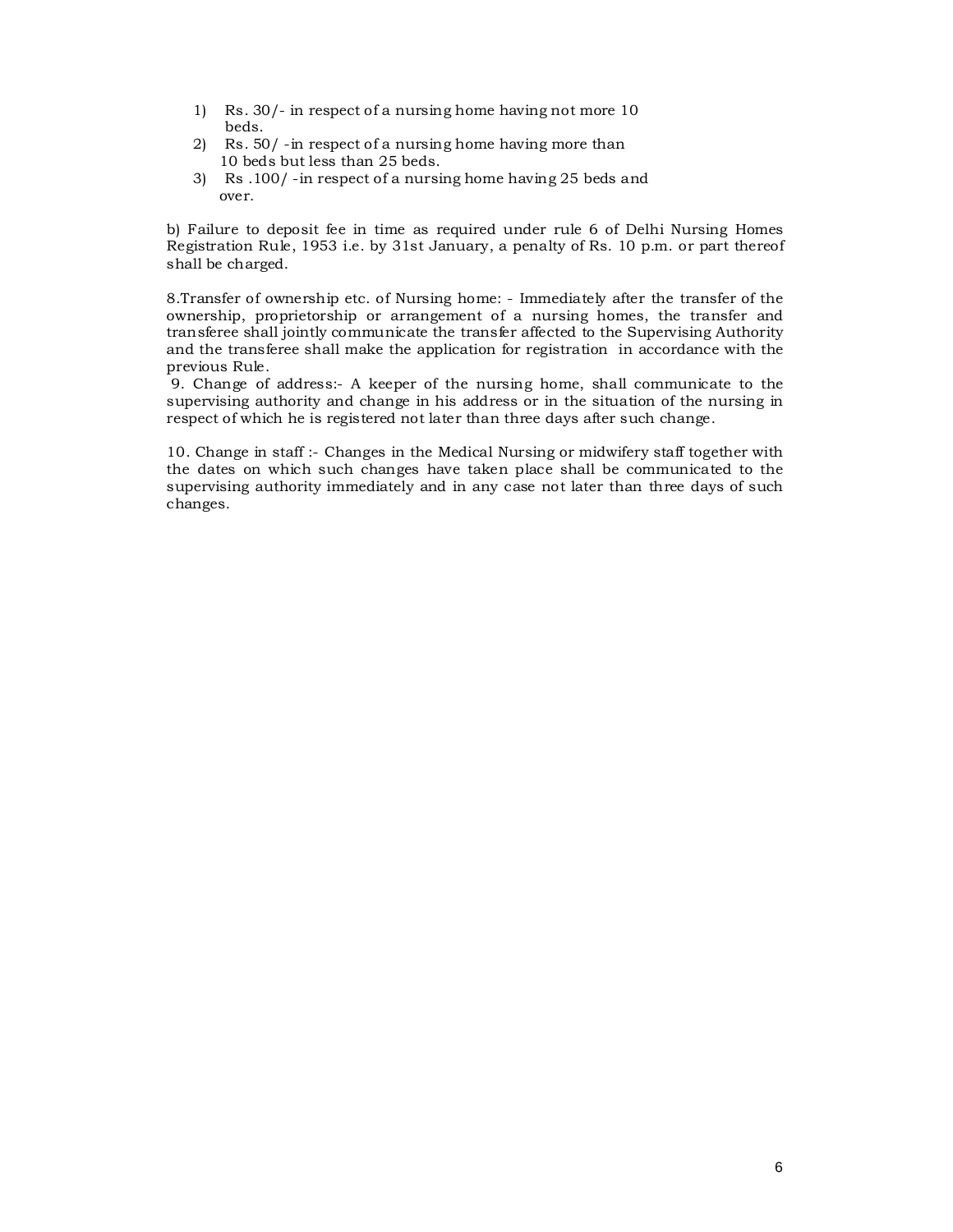1) Rs. 30/- in respect of a nursing home having not more 10 beds.
2) Rs. 50/ -in respect of a nursing home having more than 10 beds but less than 25 beds.
3) Rs .100/ -in respect of a nursing home having 25 beds and over.

b) Failure to deposit fee in time as required under rule 6 of Delhi Nursing Homes Registration Rule, 1953 i.e. by 31st January, a penalty of Rs. 10 p.m. or part thereof shall be charged.

8.Transfer of ownership etc. of Nursing home: - Immediately after the transfer of the ownership, proprietorship or arrangement of a nursing homes, the transfer and transferee shall jointly communicate the transfer affected to the Supervising Authority and the transferee shall make the application for registration in accordance with the previous Rule.

9. Change of address:- A keeper of the nursing home, shall communicate to the supervising authority and change in his address or in the situation of the nursing in respect of which he is registered not later than three days after such change.

10. Change in staff :- Changes in the Medical Nursing or midwifery staff together with the dates on which such changes have taken place shall be communicated to the supervising authority immediately and in any case not later than three days of such changes.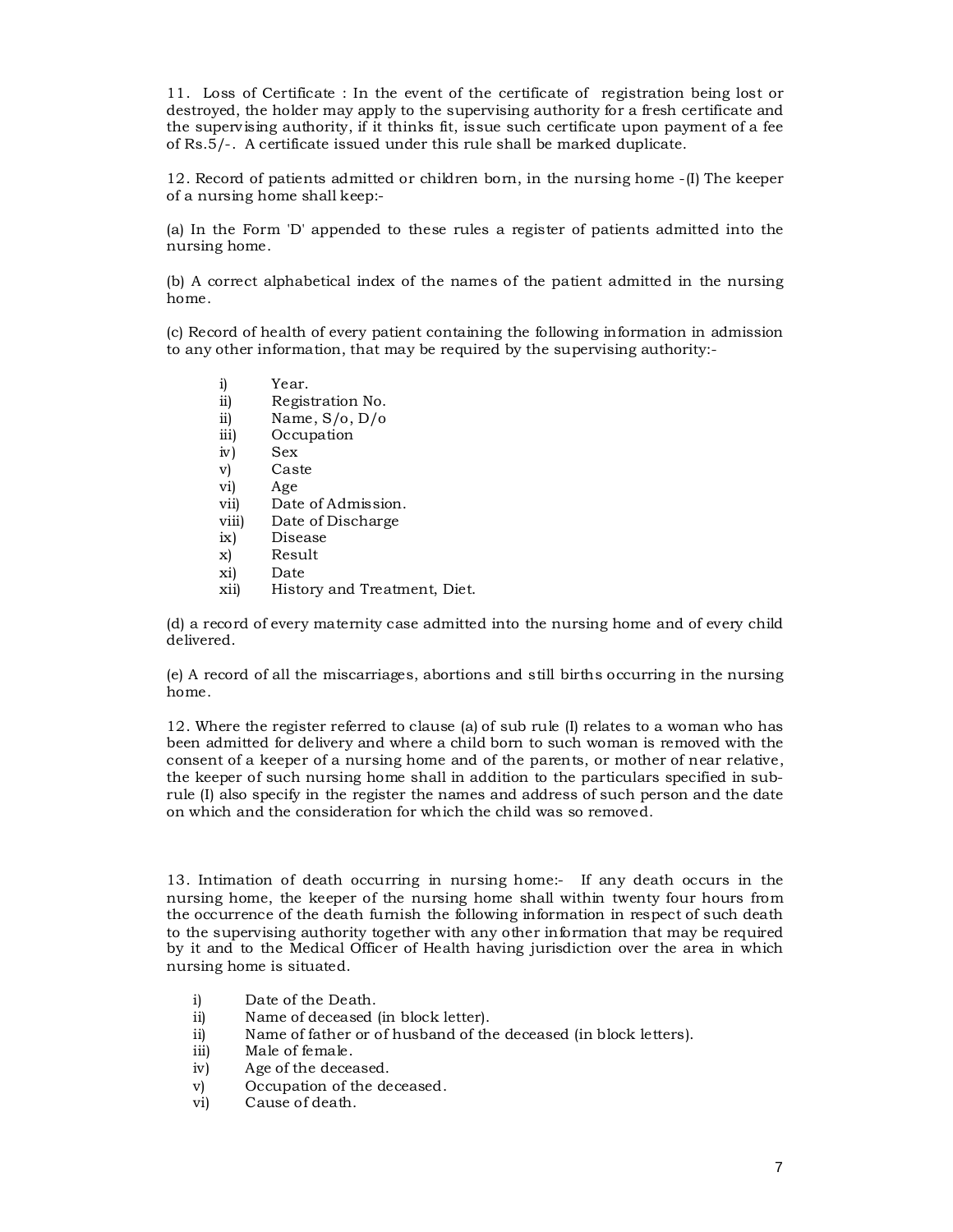11. Loss of Certificate : In the event of the certificate of registration being lost or destroyed, the holder may apply to the supervising authority for a fresh certificate and the supervising authority, if it thinks fit, issue such certificate upon payment of a fee of Rs.5/-. A certificate issued under this rule shall be marked duplicate.

12. Record of patients admitted or children born, in the nursing home -(I) The keeper of a nursing home shall keep:-

(a) In the Form 'D' appended to these rules a register of patients admitted into the nursing home.

(b) A correct alphabetical index of the names of the patient admitted in the nursing home.

(c) Record of health of every patient containing the following information in admission to any other information, that may be required by the supervising authority:-

- i) Year.
- ii) Registration No.
- ii) Name, S/o, D/o
- iii) Occupation
- iv) Sex
- v) Caste
- vi) Age
- vii) Date of Admission.
- viii) Date of Discharge
- ix) Disease
- x) Result
- xi) Date
- xii) History and Treatment, Diet.

(d) a record of every maternity case admitted into the nursing home and of every child delivered.

(e) A record of all the miscarriages, abortions and still births occurring in the nursing home.

12. Where the register referred to clause (a) of sub rule (I) relates to a woman who has been admitted for delivery and where a child born to such woman is removed with the consent of a keeper of a nursing home and of the parents, or mother of near relative, the keeper of such nursing home shall in addition to the particulars specified in sub-rule (I) also specify in the register the names and address of such person and the date on which and the consideration for which the child was so removed.

13. Intimation of death occurring in nursing home:- If any death occurs in the nursing home, the keeper of the nursing home shall within twenty four hours from the occurrence of the death furnish the following information in respect of such death to the supervising authority together with any other information that may be required by it and to the Medical Officer of Health having jurisdiction over the area in which nursing home is situated.

- i) Date of the Death.
- ii) Name of deceased (in block letter).
- ii) Name of father or of husband of the deceased (in block letters).
- iii) Male of female.
- iv) Age of the deceased.
- v) Occupation of the deceased.
- vi) Cause of death.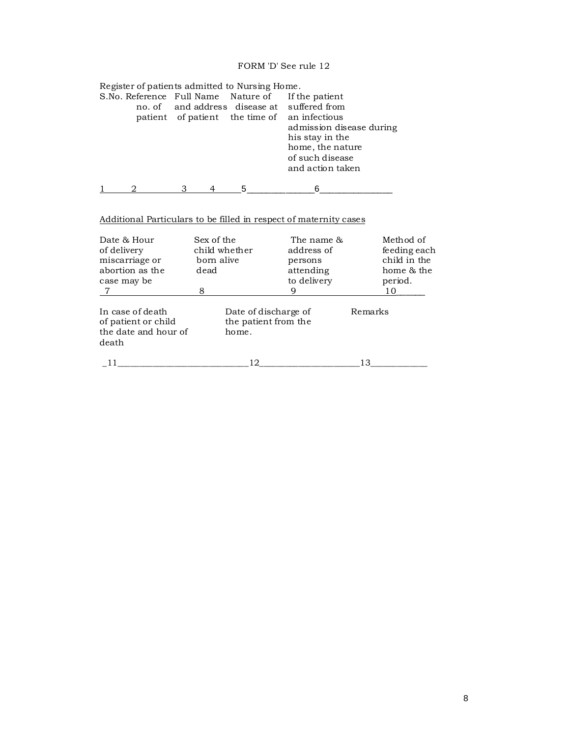FORM 'D' See rule 12

Register of patients admitted to Nursing Home.

| S.No. | Reference no. of patient | Full Name and address of patient | Nature of disease at the time of admission | If the patient suffered from an infectious disease during his stay in the home, the nature of such disease and action taken |
|---|---|---|---|---|
| 1 | 2 | 3 | 4 | 5 | 6 |

Additional Particulars to be filled in respect of maternity cases

| Date & Hour of delivery miscarriage or abortion as the case may be | Sex of the child whether born alive dead | The name & address of persons attending to delivery | Method of feeding each child in the home & the period. |
|---|---|---|---|
| 7 | 8 | 9 | 10 |

| In case of death of patient or child the date and hour of death | Date of discharge of the patient from the home. | Remarks |
|---|---|---|
| 11 | 12 | 13 |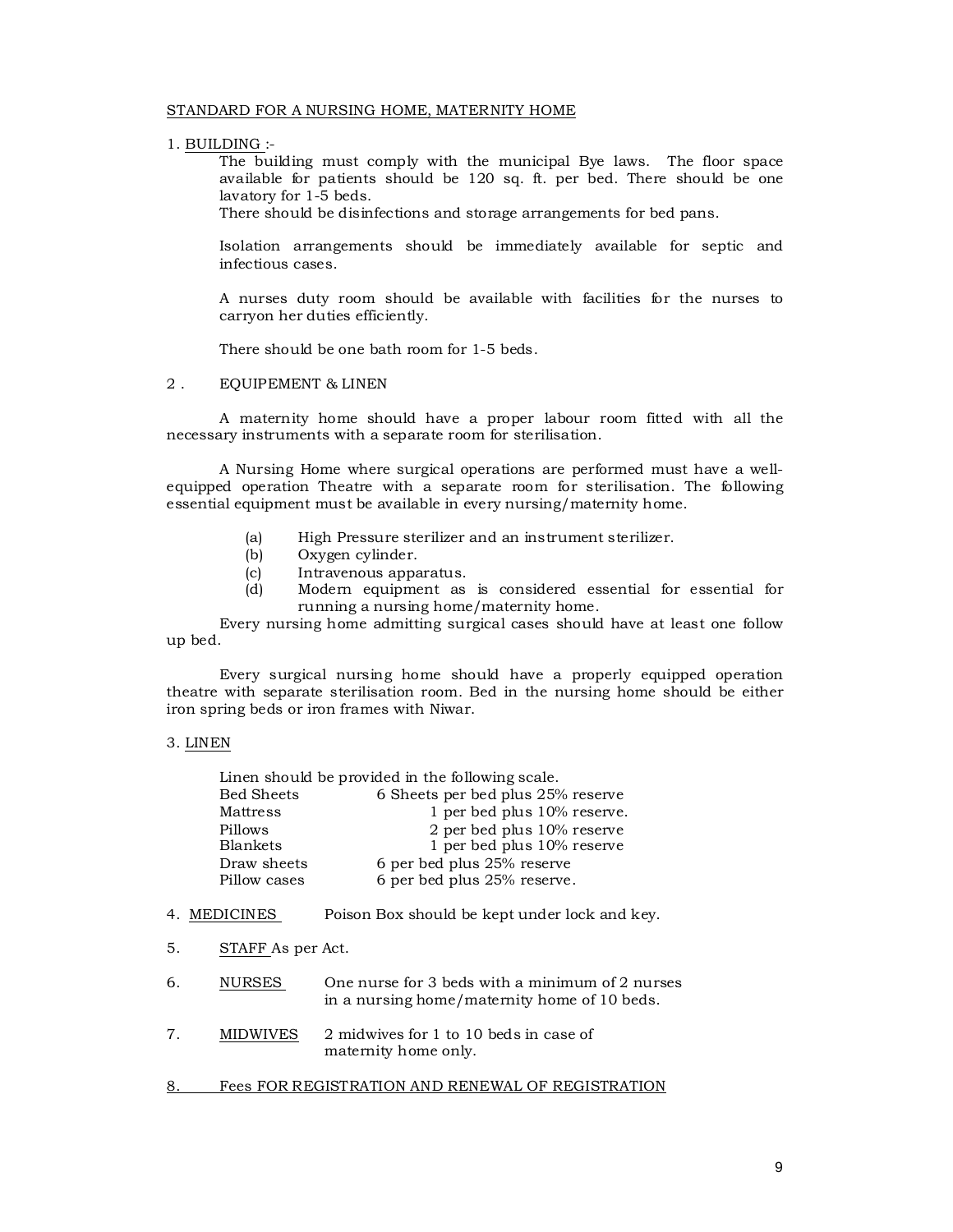## STANDARD FOR A NURSING HOME, MATERNITY HOME

1. BUILDING :-

The building must comply with the municipal Bye laws. The floor space available for patients should be 120 sq. ft. per bed. There should be one lavatory for 1-5 beds.
There should be disinfections and storage arrangements for bed pans.

Isolation arrangements should be immediately available for septic and infectious cases.

A nurses duty room should be available with facilities for the nurses to carryon her duties efficiently.

There should be one bath room for 1-5 beds.

2 . EQUIPEMENT & LINEN

A maternity home should have a proper labour room fitted with all the necessary instruments with a separate room for sterilisation.

A Nursing Home where surgical operations are performed must have a well-equipped operation Theatre with a separate room for sterilisation. The following essential equipment must be available in every nursing/maternity home.

(a) High Pressure sterilizer and an instrument sterilizer.
(b) Oxygen cylinder.
(c) Intravenous apparatus.
(d) Modern equipment as is considered essential for essential for running a nursing home/maternity home.

Every nursing home admitting surgical cases should have at least one follow up bed.

Every surgical nursing home should have a properly equipped operation theatre with separate sterilisation room. Bed in the nursing home should be either iron spring beds or iron frames with Niwar.

3. LINEN

Linen should be provided in the following scale.

| | |
|---|---|
| Bed Sheets | 6 Sheets per bed plus 25% reserve |
| Mattress | 1 per bed plus 10% reserve. |
| Pillows | 2 per bed plus 10% reserve |
| Blankets | 1 per bed plus 10% reserve |
| Draw sheets | 6 per bed plus 25% reserve |
| Pillow cases | 6 per bed plus 25% reserve. |

4. MEDICINES Poison Box should be kept under lock and key.

5. STAFF As per Act.

6. NURSES One nurse for 3 beds with a minimum of 2 nurses in a nursing home/maternity home of 10 beds.

7. MIDWIVES 2 midwives for 1 to 10 beds in case of maternity home only.

8. Fees FOR REGISTRATION AND RENEWAL OF REGISTRATION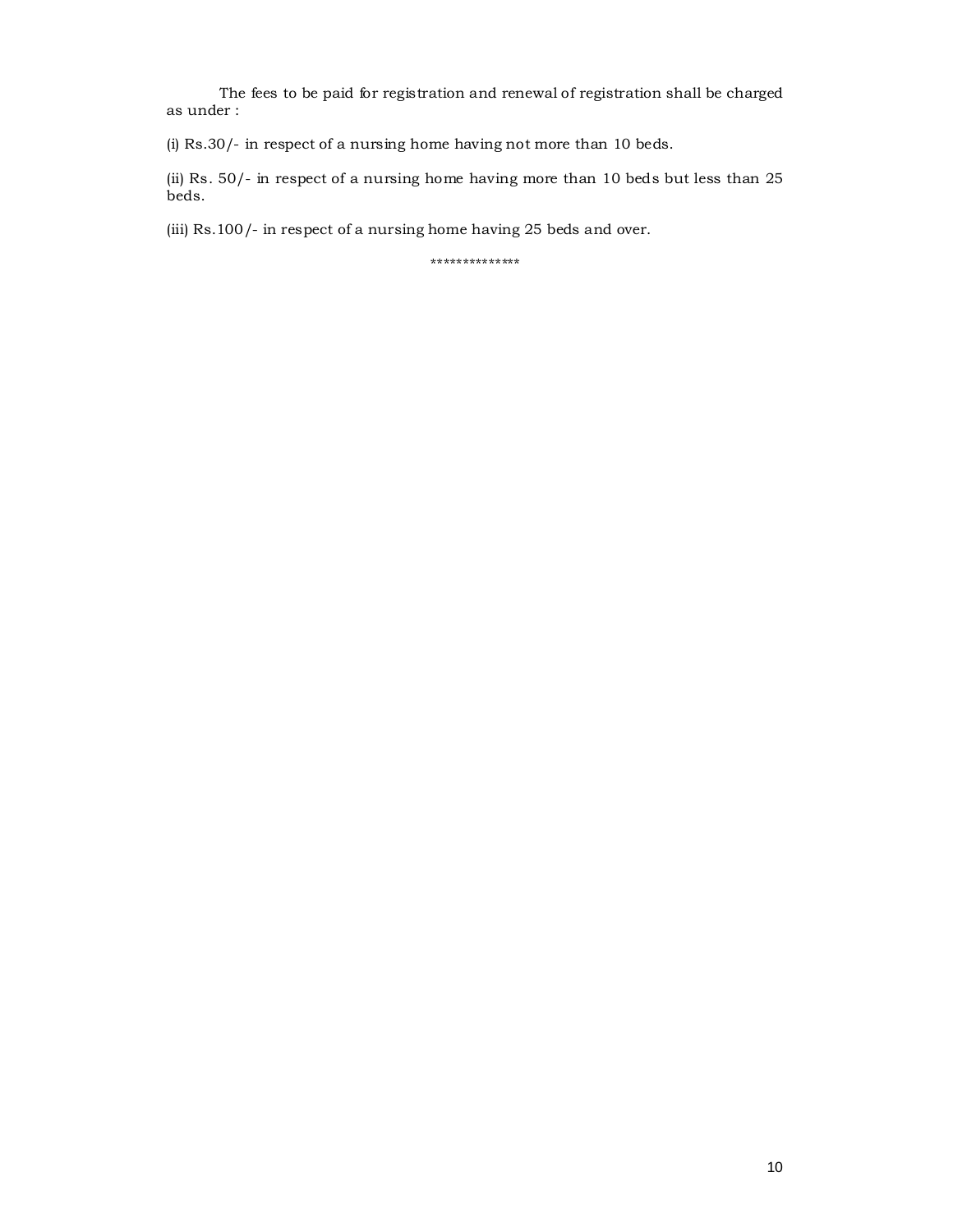The fees to be paid for registration and renewal of registration shall be charged as under :

(i) Rs.30/- in respect of a nursing home having not more than 10 beds.

(ii) Rs. 50/- in respect of a nursing home having more than 10 beds but less than 25 beds.

(iii) Rs.100/- in respect of a nursing home having 25 beds and over.

**************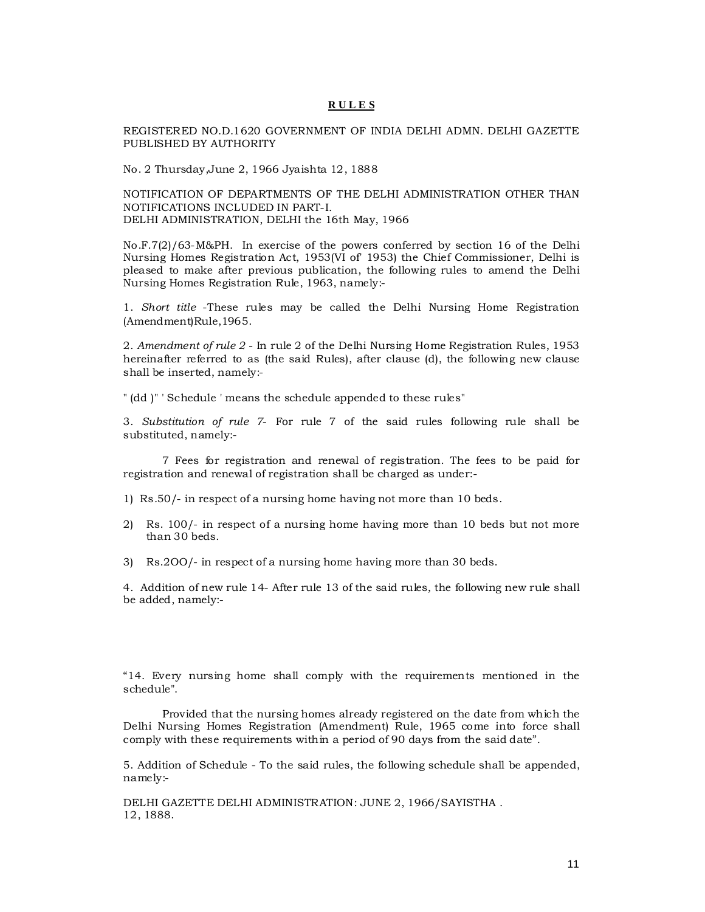**RULES**

REGISTERED NO.D.1620 GOVERNMENT OF INDIA DELHI ADMN. DELHI GAZETTE PUBLISHED BY AUTHORITY

No. 2 Thursday,June 2, 1966 Jyaishta 12, 1888

NOTIFICATION OF DEPARTMENTS OF THE DELHI ADMINISTRATION OTHER THAN NOTIFICATIONS INCLUDED IN PART-I.
DELHI ADMINISTRATION, DELHI the 16th May, 1966

No.F.7(2)/63-M&PH. In exercise of the powers conferred by section 16 of the Delhi Nursing Homes Registration Act, 1953(VI of' 1953) the Chief Commissioner, Delhi is pleased to make after previous publication, the following rules to amend the Delhi Nursing Homes Registration Rule, 1963, namely:-

1. *Short title* -These rules may be called the Delhi Nursing Home Registration (Amendment)Rule,1965.

2. *Amendment of rule 2* - In rule 2 of the Delhi Nursing Home Registration Rules, 1953 hereinafter referred to as (the said Rules), after clause (d), the following new clause shall be inserted, namely:-

" (dd )" ' Schedule ' means the schedule appended to these rules"

3. *Substitution of rule 7*- For rule 7 of the said rules following rule shall be substituted, namely:-

7 Fees for registration and renewal of registration. The fees to be paid for registration and renewal of registration shall be charged as under:-

1) Rs.50/- in respect of a nursing home having not more than 10 beds.

2) Rs. 100/- in respect of a nursing home having more than 10 beds but not more than 30 beds.

3) Rs.2OO/- in respect of a nursing home having more than 30 beds.

4. Addition of new rule 14- After rule 13 of the said rules, the following new rule shall be added, namely:-

"14. Every nursing home shall comply with the requirements mentioned in the schedule".

Provided that the nursing homes already registered on the date from which the Delhi Nursing Homes Registration (Amendment) Rule, 1965 come into force shall comply with these requirements within a period of 90 days from the said date".

5. Addition of Schedule - To the said rules, the following schedule shall be appended, namely:-

DELHI GAZETTE DELHI ADMINISTRATION: JUNE 2, 1966/SAYISTHA .
12, 1888.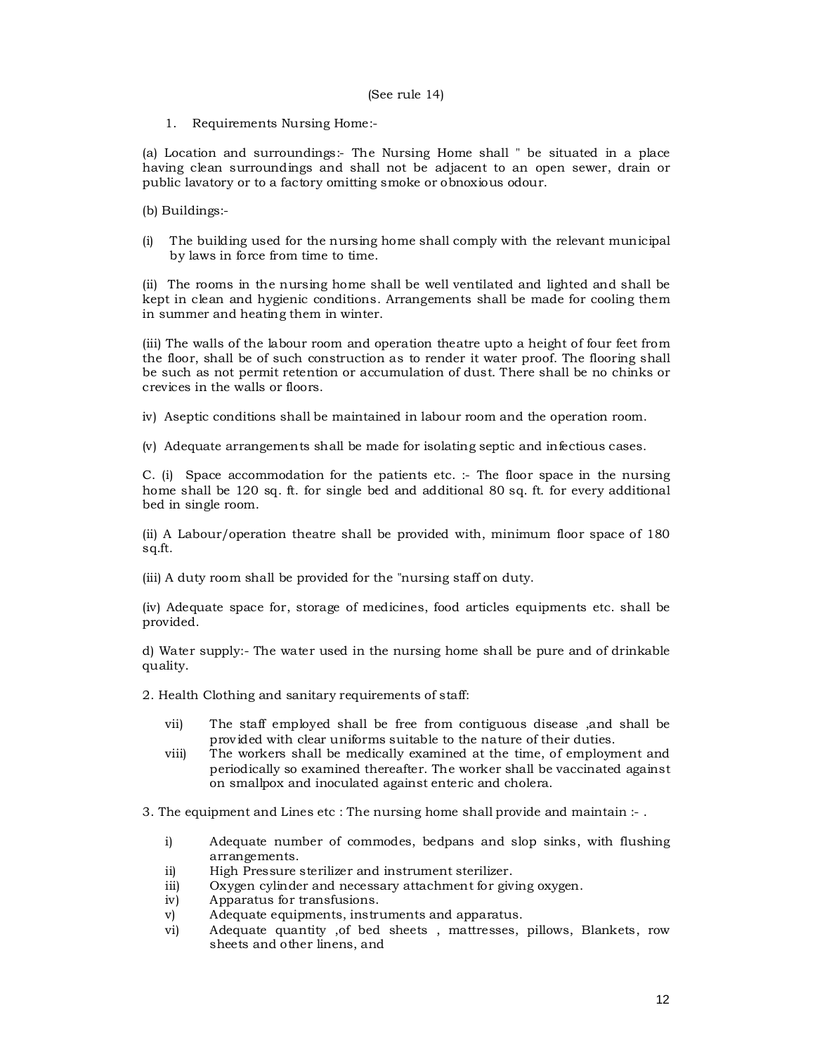(See rule 14)

1. Requirements Nursing Home:-

(a) Location and surroundings:- The Nursing Home shall " be situated in a place having clean surroundings and shall not be adjacent to an open sewer, drain or public lavatory or to a factory omitting smoke or obnoxious odour.

(b) Buildings:-

(i) The building used for the nursing home shall comply with the relevant municipal by laws in force from time to time.

(ii) The rooms in the nursing home shall be well ventilated and lighted and shall be kept in clean and hygienic conditions. Arrangements shall be made for cooling them in summer and heating them in winter.

(iii) The walls of the labour room and operation theatre upto a height of four feet from the floor, shall be of such construction as to render it water proof. The flooring shall be such as not permit retention or accumulation of dust. There shall be no chinks or crevices in the walls or floors.

iv) Aseptic conditions shall be maintained in labour room and the operation room.

(v) Adequate arrangements shall be made for isolating septic and infectious cases.

C. (i) Space accommodation for the patients etc. :- The floor space in the nursing home shall be 120 sq. ft. for single bed and additional 80 sq. ft. for every additional bed in single room.

(ii) A Labour/operation theatre shall be provided with, minimum floor space of 180 sq.ft.

(iii) A duty room shall be provided for the "nursing staff on duty.

(iv) Adequate space for, storage of medicines, food articles equipments etc. shall be provided.

d) Water supply:- The water used in the nursing home shall be pure and of drinkable quality.

2. Health Clothing and sanitary requirements of staff:

vii) The staff employed shall be free from contiguous disease ,and shall be provided with clear uniforms suitable to the nature of their duties.

viii) The workers shall be medically examined at the time, of employment and periodically so examined thereafter. The worker shall be vaccinated against on smallpox and inoculated against enteric and cholera.

3. The equipment and Lines etc : The nursing home shall provide and maintain :- .

i) Adequate number of commodes, bedpans and slop sinks, with flushing arrangements.
ii) High Pressure sterilizer and instrument sterilizer.
iii) Oxygen cylinder and necessary attachment for giving oxygen.
iv) Apparatus for transfusions.
v) Adequate equipments, instruments and apparatus.
vi) Adequate quantity ,of bed sheets , mattresses, pillows, Blankets, row sheets and other linens, and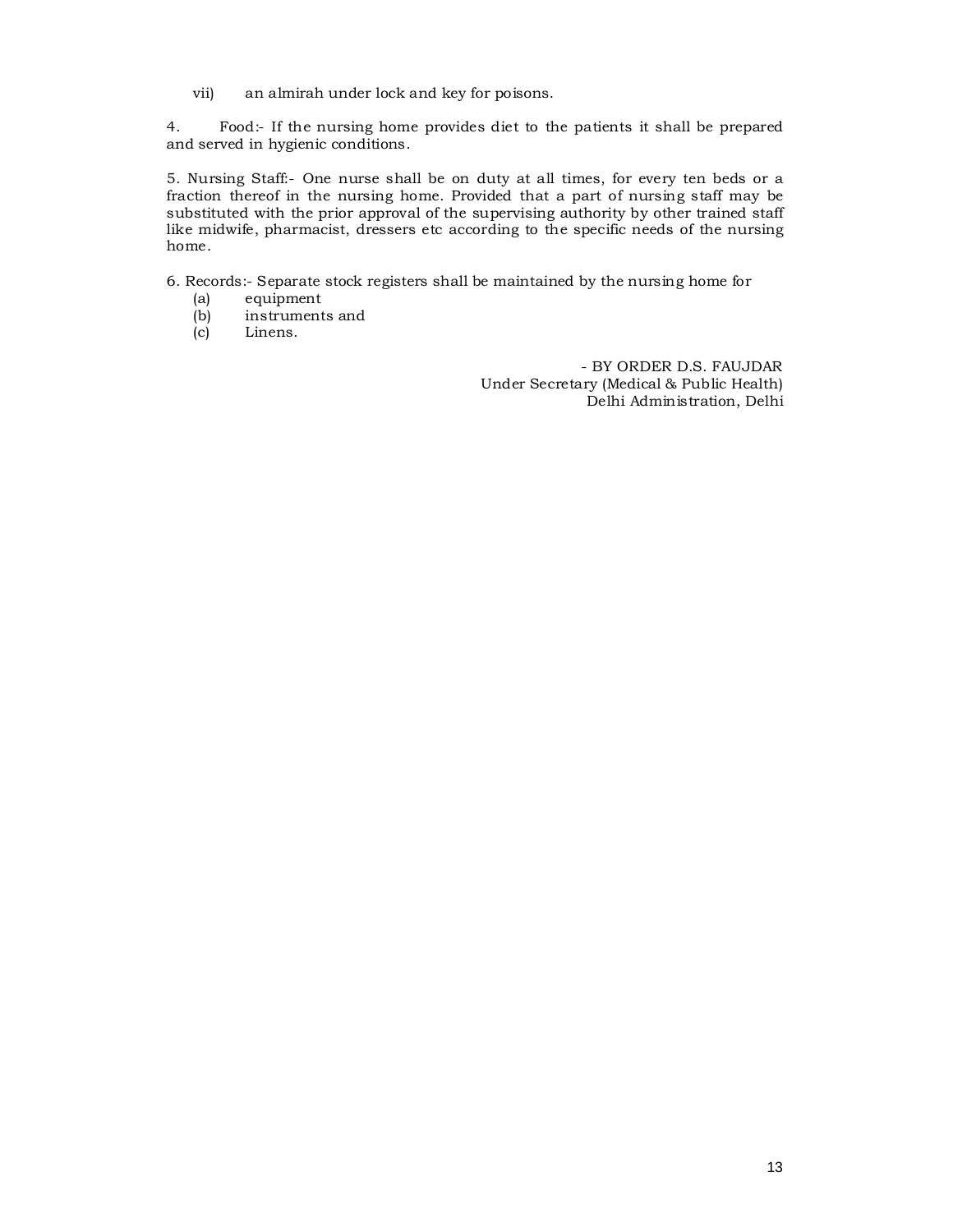vii) an almirah under lock and key for poisons.

4. Food:- If the nursing home provides diet to the patients it shall be prepared and served in hygienic conditions.

5. Nursing Staff:- One nurse shall be on duty at all times, for every ten beds or a fraction thereof in the nursing home. Provided that a part of nursing staff may be substituted with the prior approval of the supervising authority by other trained staff like midwife, pharmacist, dressers etc according to the specific needs of the nursing home.

6. Records:- Separate stock registers shall be maintained by the nursing home for

(a) equipment
(b) instruments and
(c) Linens.

- BY ORDER D.S. FAUJDAR
Under Secretary (Medical & Public Health)
Delhi Administration, Delhi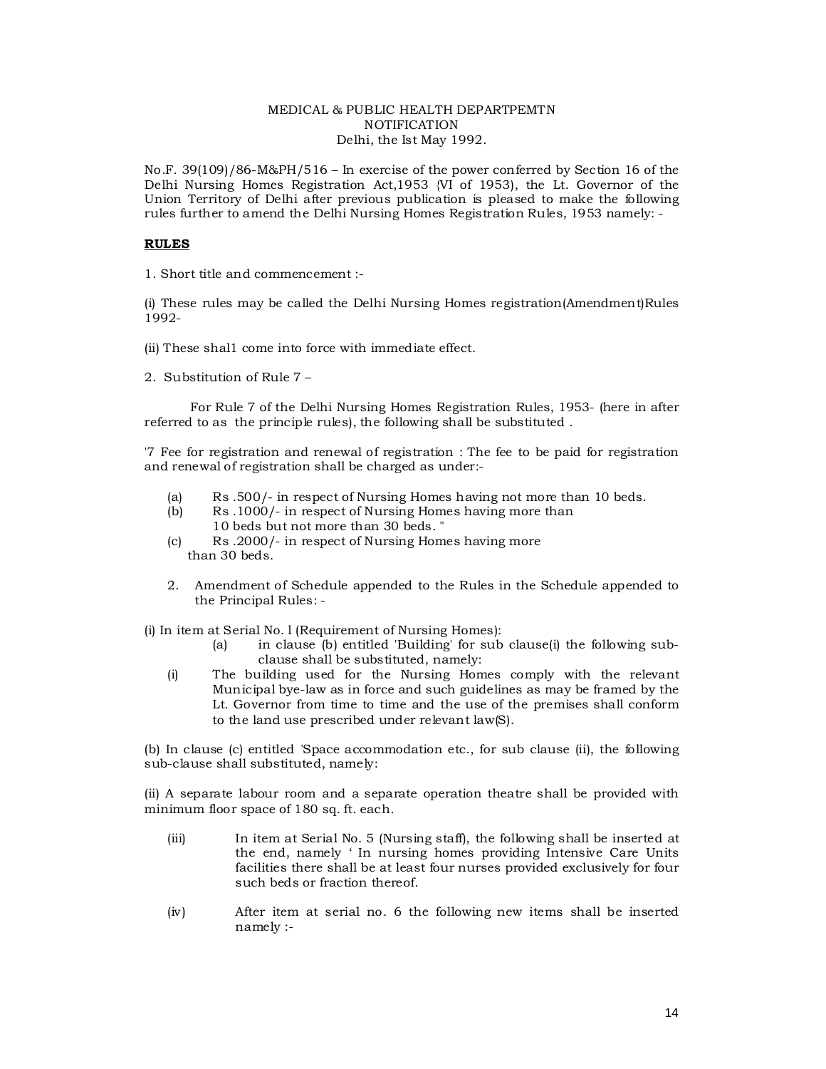MEDICAL & PUBLIC HEALTH DEPARTPEMTN
NOTIFICATION
Delhi, the Ist May 1992.

No.F. 39(109)/86-M&PH/516 – In exercise of the power conferred by Section 16 of the Delhi Nursing Homes Registration Act,1953 {VI of 1953), the Lt. Governor of the Union Territory of Delhi after previous publication is pleased to make the following rules further to amend the Delhi Nursing Homes Registration Rules, 1953 namely: -

**RULES**

1. Short title and commencement :-

(i) These rules may be called the Delhi Nursing Homes registration(Amendment)Rules 1992-

(ii) These shal1 come into force with immediate effect.

2. Substitution of Rule 7 –

For Rule 7 of the Delhi Nursing Homes Registration Rules, 1953- (here in after referred to as the principle rules), the following shall be substituted .

'7 Fee for registration and renewal of registration : The fee to be paid for registration and renewal of registration shall be charged as under:-

(a) Rs .500/- in respect of Nursing Homes having not more than 10 beds.
(b) Rs .1000/- in respect of Nursing Homes having more than 10 beds but not more than 30 beds. "
(c) Rs .2000/- in respect of Nursing Homes having more than 30 beds.

2. Amendment of Schedule appended to the Rules in the Schedule appended to the Principal Rules: -

(i) In item at Serial No. l (Requirement of Nursing Homes):

(a) in clause (b) entitled 'Building' for sub clause(i) the following sub-clause shall be substituted, namely:

(i) The building used for the Nursing Homes comply with the relevant Municipal bye-law as in force and such guidelines as may be framed by the Lt. Governor from time to time and the use of the premises shall conform to the land use prescribed under relevant law(S).

(b) In clause (c) entitled 'Space accommodation etc., for sub clause (ii), the following sub-clause shall substituted, namely:

(ii) A separate labour room and a separate operation theatre shall be provided with minimum floor space of 180 sq. ft. each.

(iii) In item at Serial No. 5 (Nursing staff), the following shall be inserted at the end, namely ' In nursing homes providing Intensive Care Units facilities there shall be at least four nurses provided exclusively for four such beds or fraction thereof.

(iv) After item at serial no. 6 the following new items shall be inserted namely :-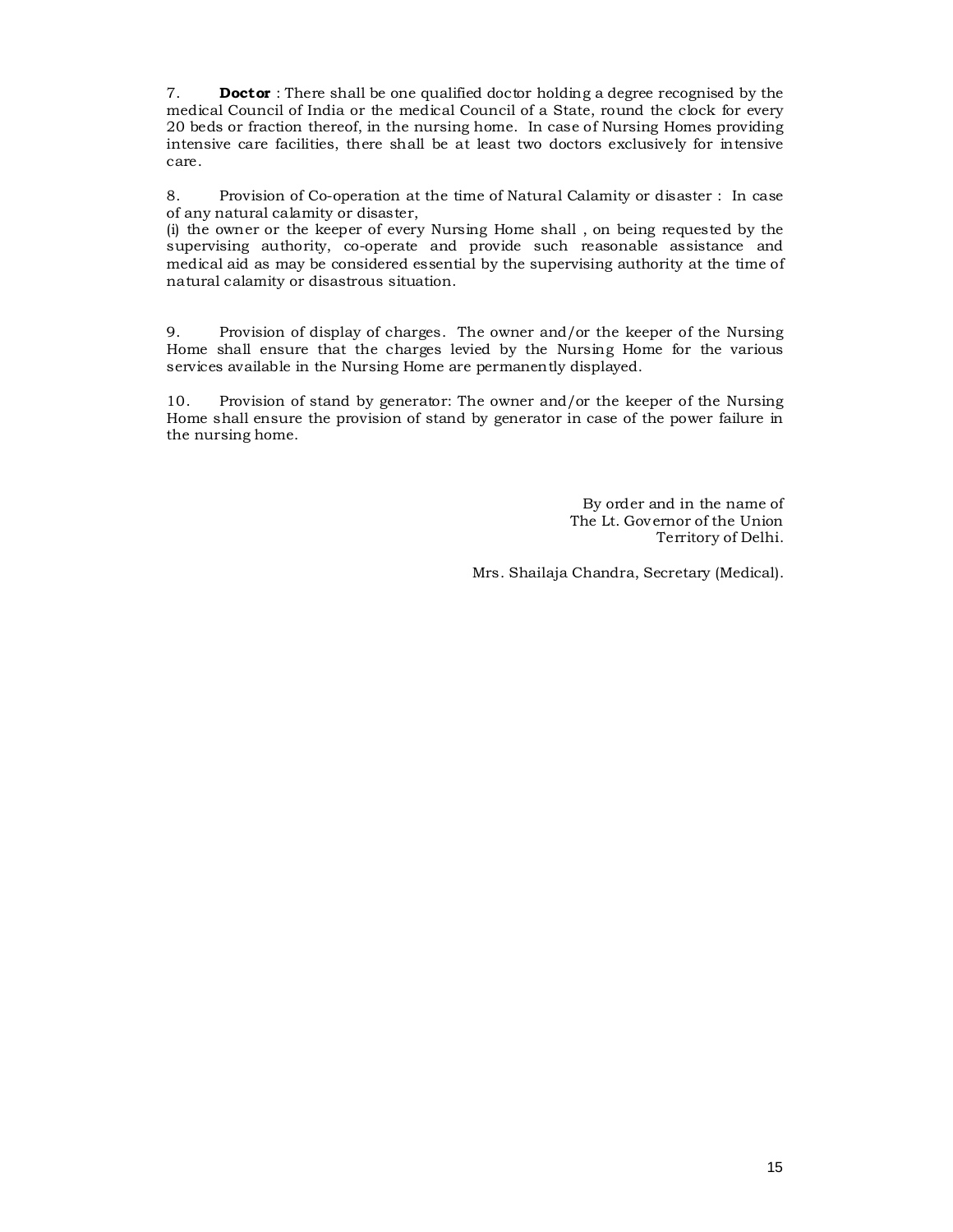7. **Doctor** : There shall be one qualified doctor holding a degree recognised by the medical Council of India or the medical Council of a State, round the clock for every 20 beds or fraction thereof, in the nursing home. In case of Nursing Homes providing intensive care facilities, there shall be at least two doctors exclusively for intensive care.

8. Provision of Co-operation at the time of Natural Calamity or disaster : In case of any natural calamity or disaster,
(i) the owner or the keeper of every Nursing Home shall , on being requested by the supervising authority, co-operate and provide such reasonable assistance and medical aid as may be considered essential by the supervising authority at the time of natural calamity or disastrous situation.

9. Provision of display of charges. The owner and/or the keeper of the Nursing Home shall ensure that the charges levied by the Nursing Home for the various services available in the Nursing Home are permanently displayed.

10. Provision of stand by generator: The owner and/or the keeper of the Nursing Home shall ensure the provision of stand by generator in case of the power failure in the nursing home.

By order and in the name of
The Lt. Governor of the Union
Territory of Delhi.

Mrs. Shailaja Chandra, Secretary (Medical).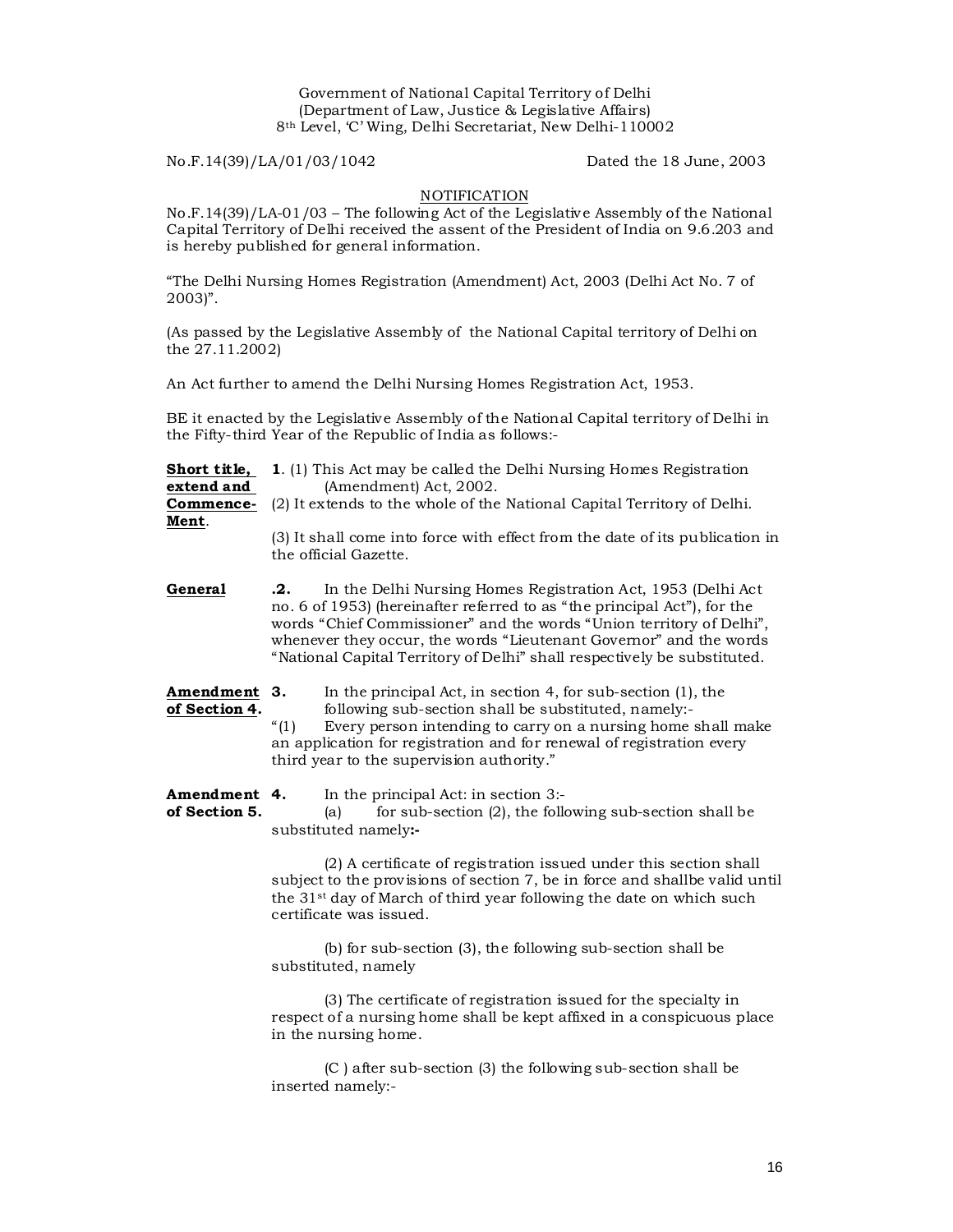Government of National Capital Territory of Delhi
(Department of Law, Justice & Legislative Affairs)
8th Level, 'C' Wing, Delhi Secretariat, New Delhi-110002

No.F.14(39)/LA/01/03/1042 Dated the 18 June, 2003

NOTIFICATION

No.F.14(39)/LA-01/03 – The following Act of the Legislative Assembly of the National Capital Territory of Delhi received the assent of the President of India on 9.6.203 and is hereby published for general information.

"The Delhi Nursing Homes Registration (Amendment) Act, 2003 (Delhi Act No. 7 of 2003)".

(As passed by the Legislative Assembly of the National Capital territory of Delhi on the 27.11.2002)

An Act further to amend the Delhi Nursing Homes Registration Act, 1953.

BE it enacted by the Legislative Assembly of the National Capital territory of Delhi in the Fifty-third Year of the Republic of India as follows:-

**Short title, extend and Commence-Ment.**

**1**. (1) This Act may be called the Delhi Nursing Homes Registration (Amendment) Act, 2002.

(2) It extends to the whole of the National Capital Territory of Delhi.

(3) It shall come into force with effect from the date of its publication in the official Gazette.

**General**

**.2.** In the Delhi Nursing Homes Registration Act, 1953 (Delhi Act no. 6 of 1953) (hereinafter referred to as "the principal Act"), for the words "Chief Commissioner" and the words "Union territory of Delhi", whenever they occur, the words "Lieutenant Governor" and the words "National Capital Territory of Delhi" shall respectively be substituted.

**Amendment of Section 4.**

**3.** In the principal Act, in section 4, for sub-section (1), the following sub-section shall be substituted, namely:-

"(1) Every person intending to carry on a nursing home shall make an application for registration and for renewal of registration every third year to the supervision authority."

**Amendment of Section 5.**

**4.** In the principal Act: in section 3:-

(a) for sub-section (2), the following sub-section shall be substituted namely**:-**

(2) A certificate of registration issued under this section shall subject to the provisions of section 7, be in force and shallbe valid until the 31st day of March of third year following the date on which such certificate was issued.

(b) for sub-section (3), the following sub-section shall be substituted, namely

(3) The certificate of registration issued for the specialty in respect of a nursing home shall be kept affixed in a conspicuous place in the nursing home.

(C ) after sub-section (3) the following sub-section shall be inserted namely:-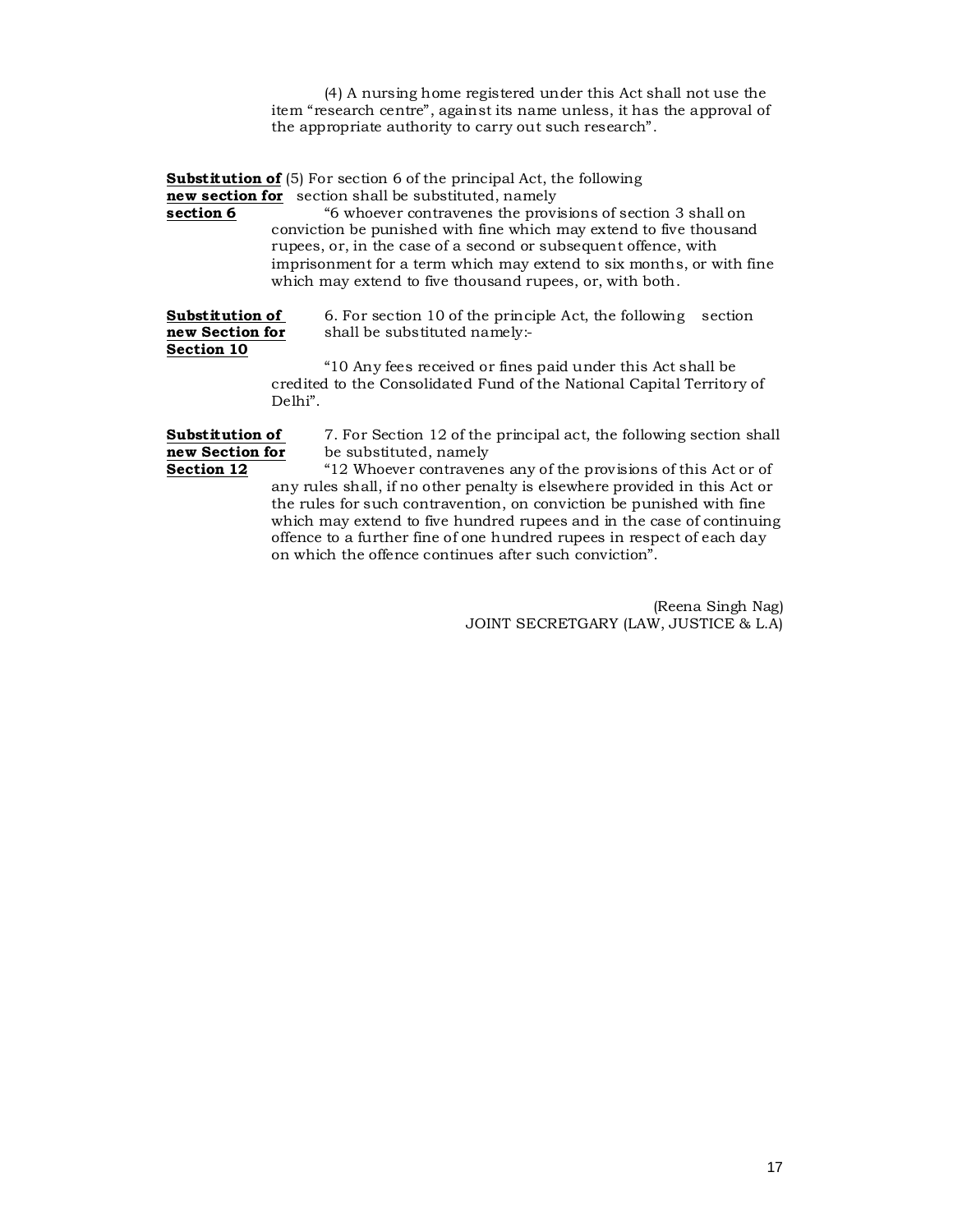(4) A nursing home registered under this Act shall not use the item "research centre", against its name unless, it has the approval of the appropriate authority to carry out such research".

**Substitution of new section for section 6** (5) For section 6 of the principal Act, the following section shall be substituted, namely

"6 whoever contravenes the provisions of section 3 shall on conviction be punished with fine which may extend to five thousand rupees, or, in the case of a second or subsequent offence, with imprisonment for a term which may extend to six months, or with fine which may extend to five thousand rupees, or, with both.

**Substitution of new Section for Section 10** 6. For section 10 of the principle Act, the following section shall be substituted namely:-

"10 Any fees received or fines paid under this Act shall be credited to the Consolidated Fund of the National Capital Territory of Delhi".

**Substitution of new Section for Section 12** 7. For Section 12 of the principal act, the following section shall be substituted, namely

"12 Whoever contravenes any of the provisions of this Act or of any rules shall, if no other penalty is elsewhere provided in this Act or the rules for such contravention, on conviction be punished with fine which may extend to five hundred rupees and in the case of continuing offence to a further fine of one hundred rupees in respect of each day on which the offence continues after such conviction".

(Reena Singh Nag)
JOINT SECRETGARY (LAW, JUSTICE & L.A)